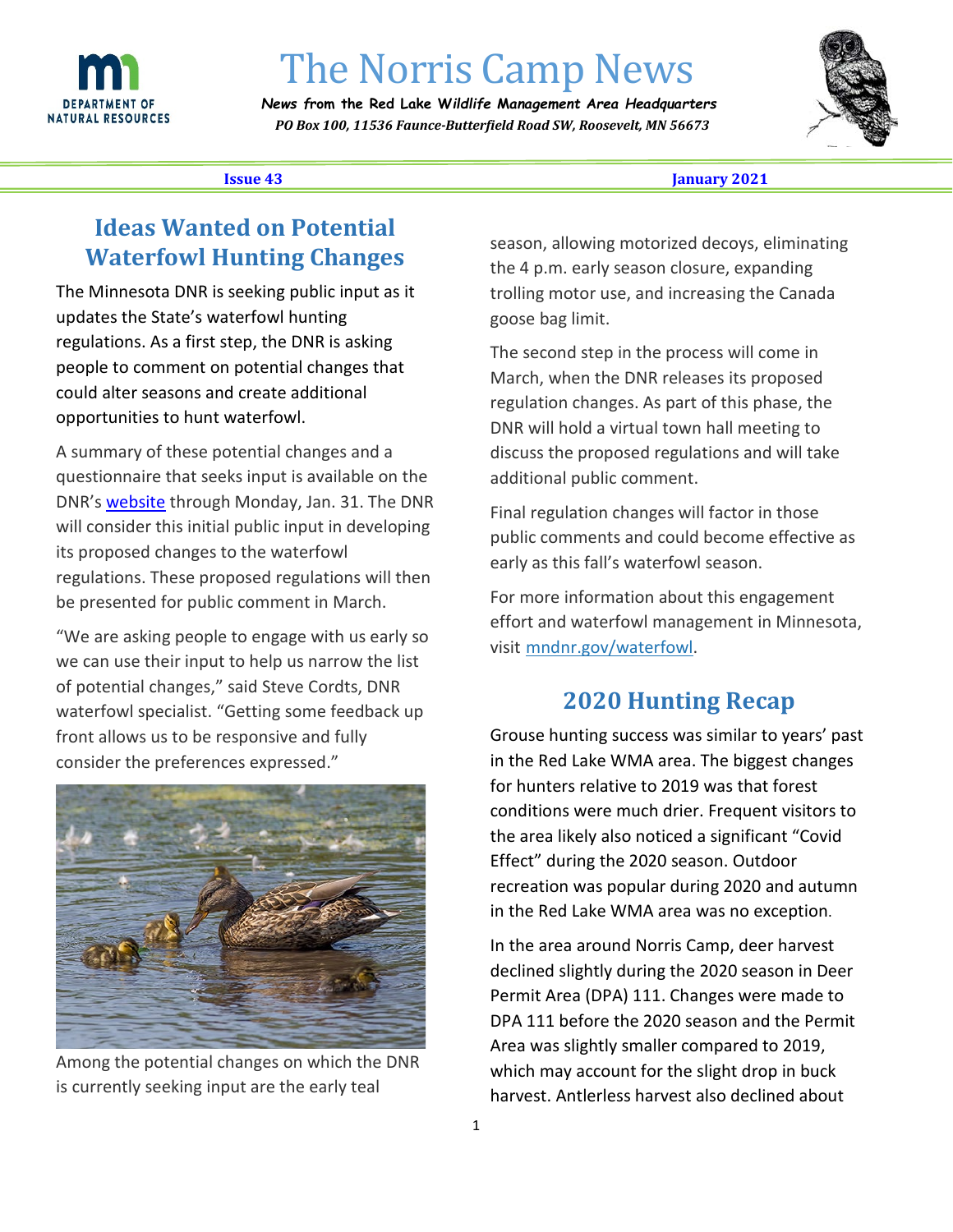# The Norris Camp News

***News from the Red Lake Wildlife Management Area Headquarters***
***PO Box 100, 11536 Faunce-Butterfield Road SW, Roosevelt, MN 56673***

**Issue 43** **January 2021**

## Ideas Wanted on Potential Waterfowl Hunting Changes

The Minnesota DNR is seeking public input as it updates the State's waterfowl hunting regulations. As a first step, the DNR is asking people to comment on potential changes that could alter seasons and create additional opportunities to hunt waterfowl.

A summary of these potential changes and a questionnaire that seeks input is available on the DNR's website through Monday, Jan. 31. The DNR will consider this initial public input in developing its proposed changes to the waterfowl regulations. These proposed regulations will then be presented for public comment in March.

"We are asking people to engage with us early so we can use their input to help us narrow the list of potential changes," said Steve Cordts, DNR waterfowl specialist. "Getting some feedback up front allows us to be responsive and fully consider the preferences expressed."

Among the potential changes on which the DNR is currently seeking input are the early teal season, allowing motorized decoys, eliminating the 4 p.m. early season closure, expanding trolling motor use, and increasing the Canada goose bag limit.

The second step in the process will come in March, when the DNR releases its proposed regulation changes. As part of this phase, the DNR will hold a virtual town hall meeting to discuss the proposed regulations and will take additional public comment.

Final regulation changes will factor in those public comments and could become effective as early as this fall's waterfowl season.

For more information about this engagement effort and waterfowl management in Minnesota, visit mndnr.gov/waterfowl.

## 2020 Hunting Recap

Grouse hunting success was similar to years' past in the Red Lake WMA area. The biggest changes for hunters relative to 2019 was that forest conditions were much drier. Frequent visitors to the area likely also noticed a significant "Covid Effect" during the 2020 season. Outdoor recreation was popular during 2020 and autumn in the Red Lake WMA area was no exception.

In the area around Norris Camp, deer harvest declined slightly during the 2020 season in Deer Permit Area (DPA) 111. Changes were made to DPA 111 before the 2020 season and the Permit Area was slightly smaller compared to 2019, which may account for the slight drop in buck harvest. Antlerless harvest also declined about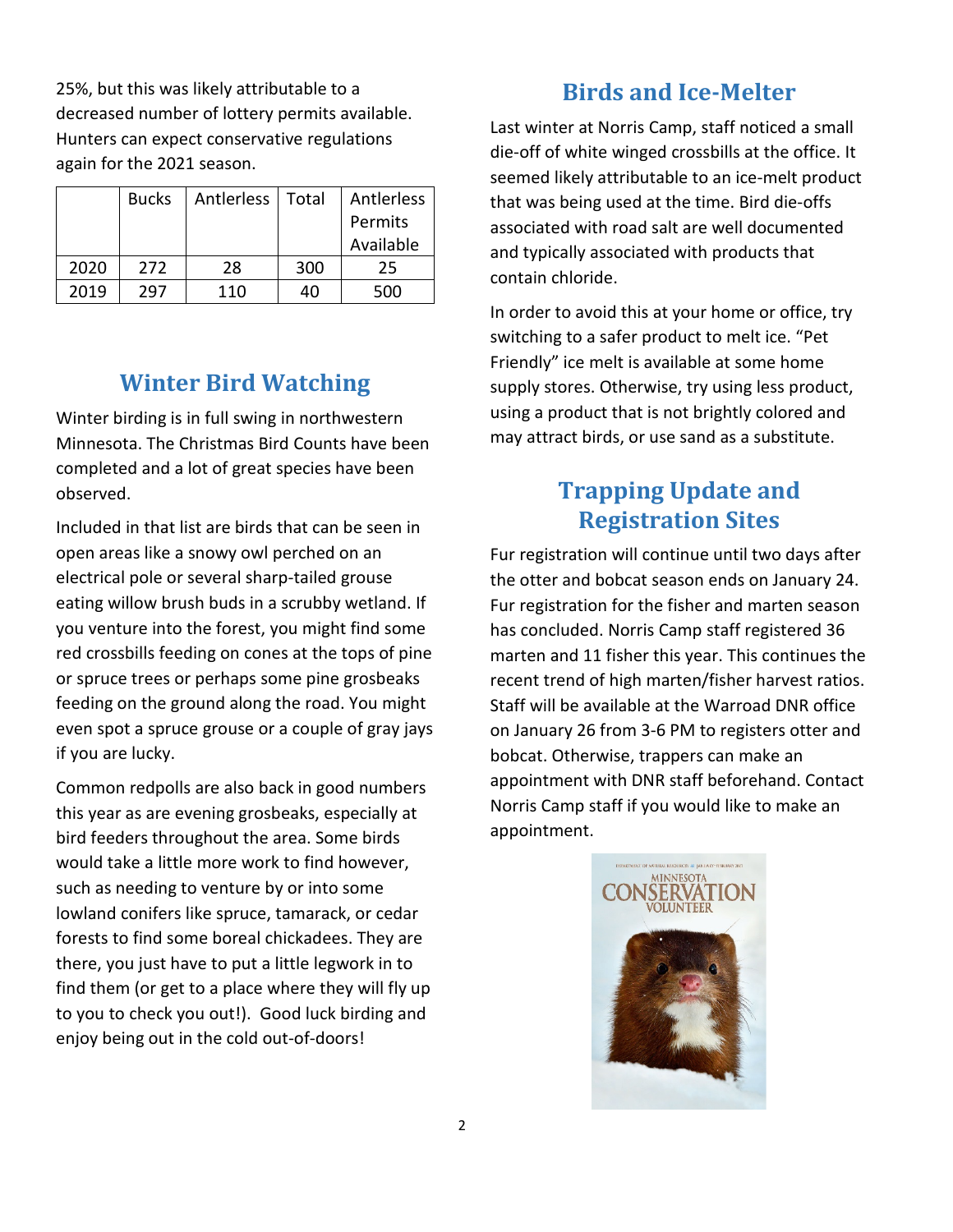25%, but this was likely attributable to a decreased number of lottery permits available. Hunters can expect conservative regulations again for the 2021 season.

| | Bucks | Antlerless | Total | Antlerless Permits Available |
|---|---|---|---|---|
| 2020 | 272 | 28 | 300 | 25 |
| 2019 | 297 | 110 | 40 | 500 |

## Winter Bird Watching

Winter birding is in full swing in northwestern Minnesota. The Christmas Bird Counts have been completed and a lot of great species have been observed.

Included in that list are birds that can be seen in open areas like a snowy owl perched on an electrical pole or several sharp-tailed grouse eating willow brush buds in a scrubby wetland. If you venture into the forest, you might find some red crossbills feeding on cones at the tops of pine or spruce trees or perhaps some pine grosbeaks feeding on the ground along the road. You might even spot a spruce grouse or a couple of gray jays if you are lucky.

Common redpolls are also back in good numbers this year as are evening grosbeaks, especially at bird feeders throughout the area. Some birds would take a little more work to find however, such as needing to venture by or into some lowland conifers like spruce, tamarack, or cedar forests to find some boreal chickadees. They are there, you just have to put a little legwork in to find them (or get to a place where they will fly up to you to check you out!). Good luck birding and enjoy being out in the cold out-of-doors!

## Birds and Ice-Melter

Last winter at Norris Camp, staff noticed a small die-off of white winged crossbills at the office. It seemed likely attributable to an ice-melt product that was being used at the time. Bird die-offs associated with road salt are well documented and typically associated with products that contain chloride.

In order to avoid this at your home or office, try switching to a safer product to melt ice. "Pet Friendly" ice melt is available at some home supply stores. Otherwise, try using less product, using a product that is not brightly colored and may attract birds, or use sand as a substitute.

## Trapping Update and Registration Sites

Fur registration will continue until two days after the otter and bobcat season ends on January 24. Fur registration for the fisher and marten season has concluded. Norris Camp staff registered 36 marten and 11 fisher this year. This continues the recent trend of high marten/fisher harvest ratios. Staff will be available at the Warroad DNR office on January 26 from 3-6 PM to registers otter and bobcat. Otherwise, trappers can make an appointment with DNR staff beforehand. Contact Norris Camp staff if you would like to make an appointment.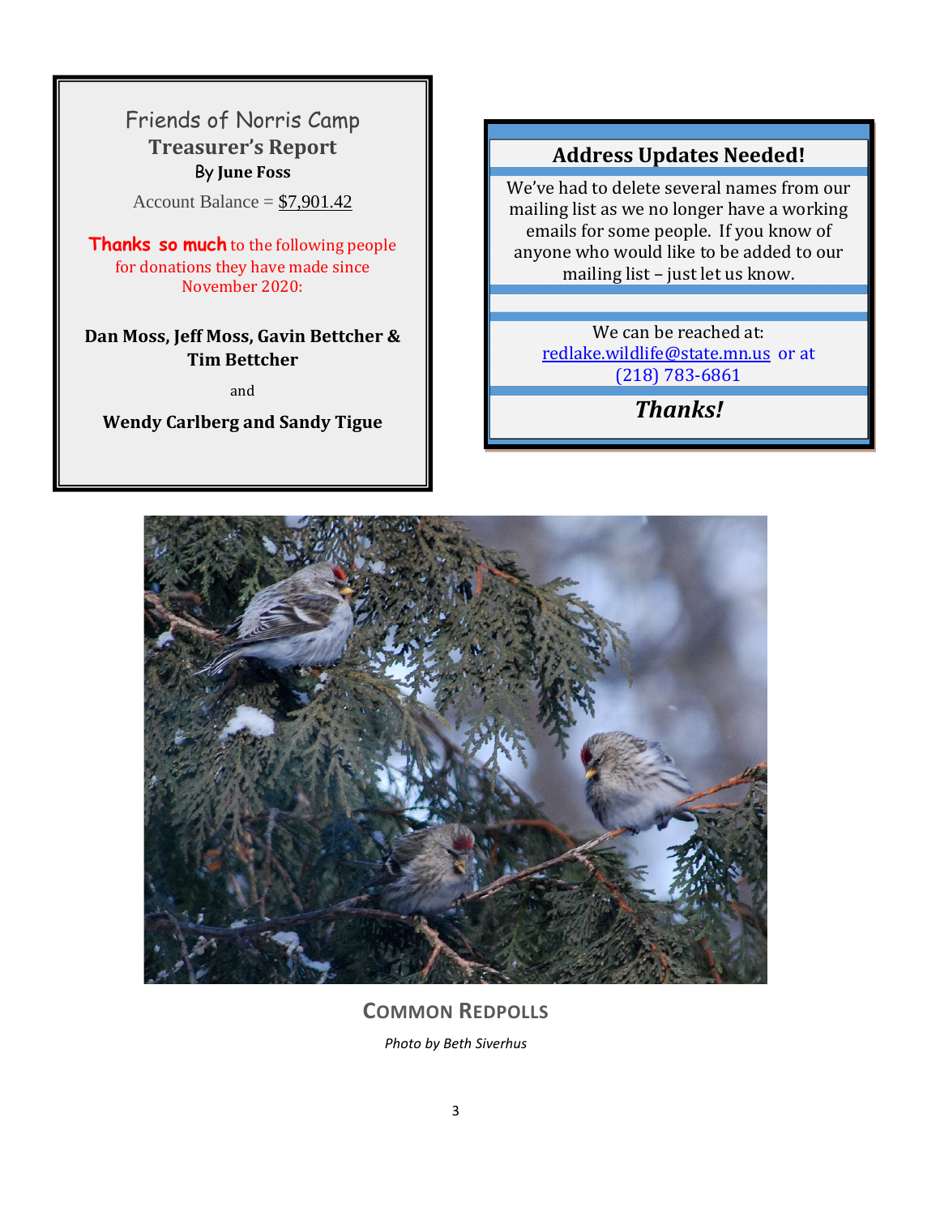## Friends of Norris Camp

### Treasurer's Report

By **June Foss**

Account Balance = $7,901.42

**Thanks so much** to the following people for donations they have made since November 2020:

**Dan Moss, Jeff Moss, Gavin Bettcher & Tim Bettcher**

and

**Wendy Carlberg and Sandy Tigue**

## Address Updates Needed!

We've had to delete several names from our mailing list as we no longer have a working emails for some people. If you know of anyone who would like to be added to our mailing list – just let us know.

We can be reached at:
redlake.wildlife@state.mn.us or at (218) 783-6861

***Thanks!***

**COMMON REDPOLLS**

*Photo by Beth Siverhus*